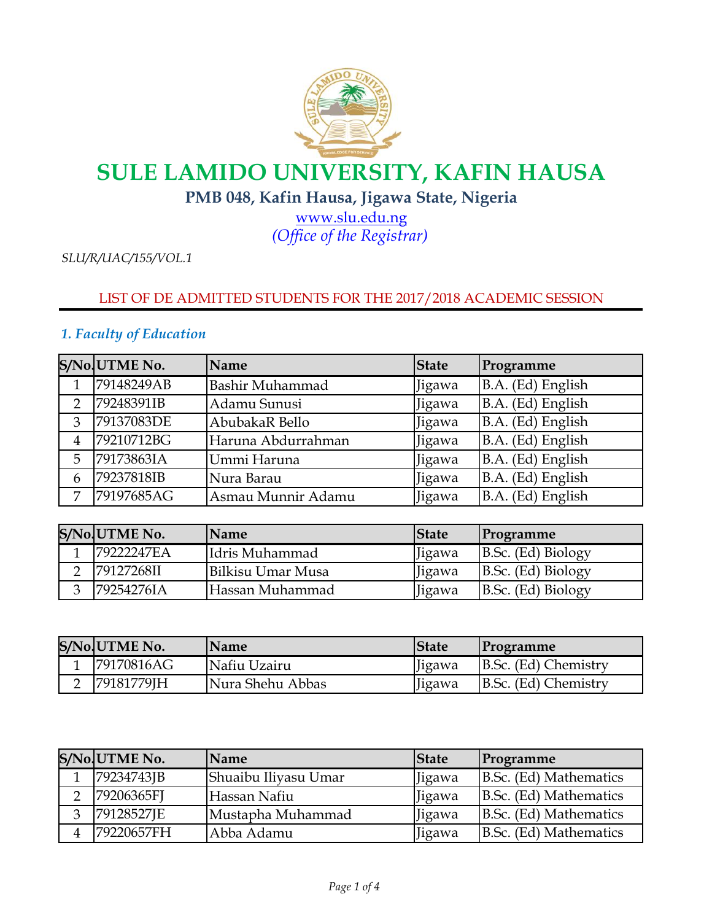# SULE LAMIDO UNIVERSITY, KAFIN HAUSA

**PMB 048, Kafin Hausa, Jigawa State, Nigeria**

www.slu.edu.ng

*(Office of the Registrar)*

*SLU/R/UAC/155/VOL.1*

## LIST OF DE ADMITTED STUDENTS FOR THE 2017/2018 ACADEMIC SESSION

### *1. Faculty of Education*

| S/No. | UTME No. | Name | State | Programme |
|---|---|---|---|---|
| 1 | 79148249AB | Bashir Muhammad | Jigawa | B.A. (Ed) English |
| 2 | 79248391IB | Adamu Sunusi | Jigawa | B.A. (Ed) English |
| 3 | 79137083DE | AbubakaR Bello | Jigawa | B.A. (Ed) English |
| 4 | 79210712BG | Haruna Abdurrahman | Jigawa | B.A. (Ed) English |
| 5 | 79173863IA | Ummi Haruna | Jigawa | B.A. (Ed) English |
| 6 | 79237818IB | Nura Barau | Jigawa | B.A. (Ed) English |
| 7 | 79197685AG | Asmau Munnir Adamu | Jigawa | B.A. (Ed) English |

| S/No. | UTME No. | Name | State | Programme |
|---|---|---|---|---|
| 1 | 79222247EA | Idris Muhammad | Jigawa | B.Sc. (Ed) Biology |
| 2 | 79127268II | Bilkisu Umar Musa | Jigawa | B.Sc. (Ed) Biology |
| 3 | 79254276IA | Hassan Muhammad | Jigawa | B.Sc. (Ed) Biology |

| S/No. | UTME No. | Name | State | Programme |
|---|---|---|---|---|
| 1 | 79170816AG | Nafiu Uzairu | Jigawa | B.Sc. (Ed) Chemistry |
| 2 | 79181779JH | Nura Shehu Abbas | Jigawa | B.Sc. (Ed) Chemistry |

| S/No. | UTME No. | Name | State | Programme |
|---|---|---|---|---|
| 1 | 79234743JB | Shuaibu Iliyasu Umar | Jigawa | B.Sc. (Ed) Mathematics |
| 2 | 79206365FJ | Hassan Nafiu | Jigawa | B.Sc. (Ed) Mathematics |
| 3 | 79128527JE | Mustapha Muhammad | Jigawa | B.Sc. (Ed) Mathematics |
| 4 | 79220657FH | Abba Adamu | Jigawa | B.Sc. (Ed) Mathematics |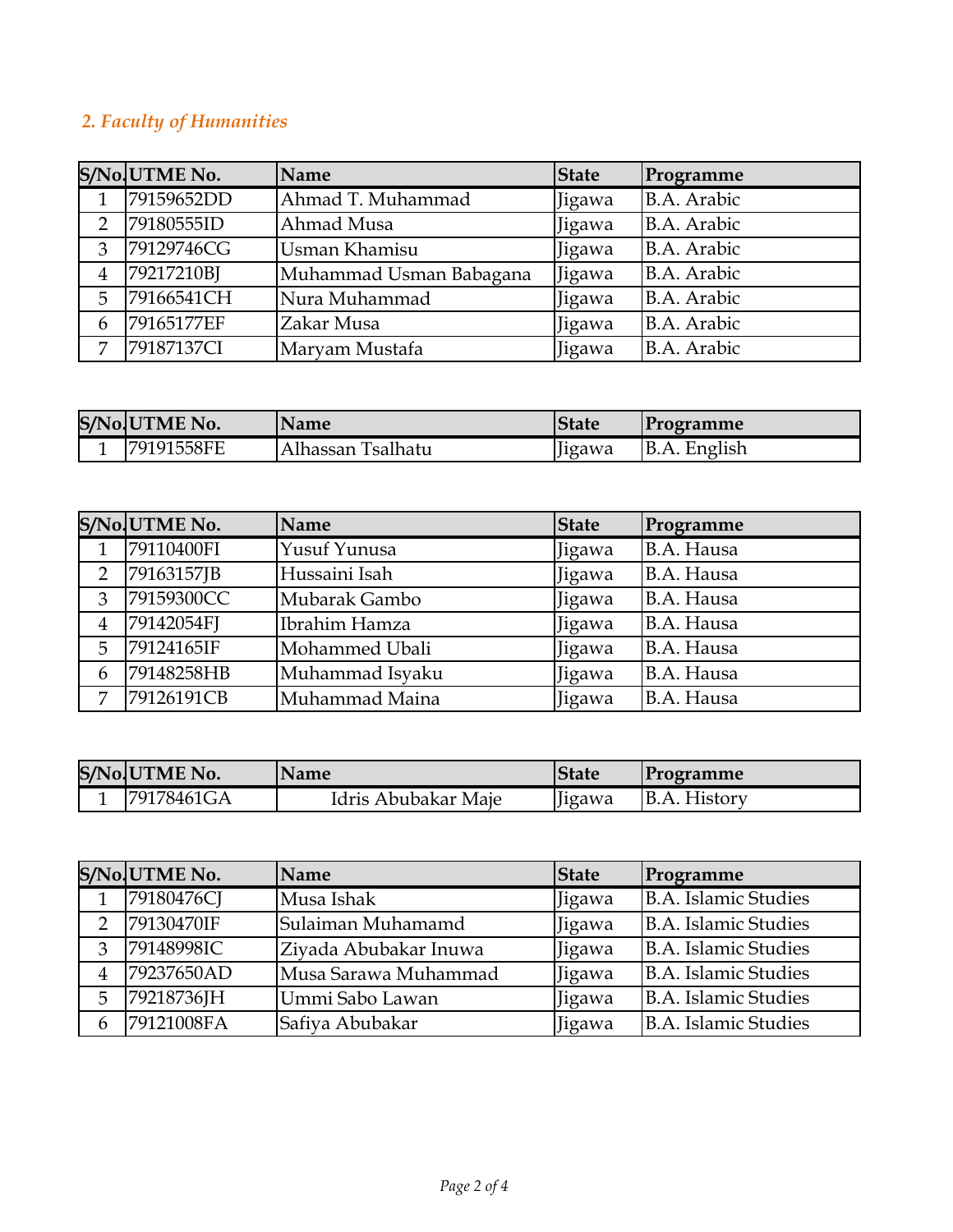## *2. Faculty of Humanities*

| S/No. | UTME No. | Name | State | Programme |
|---|---|---|---|---|
| 1 | 79159652DD | Ahmad T. Muhammad | Jigawa | B.A. Arabic |
| 2 | 79180555ID | Ahmad Musa | Jigawa | B.A. Arabic |
| 3 | 79129746CG | Usman Khamisu | Jigawa | B.A. Arabic |
| 4 | 79217210BJ | Muhammad Usman Babagana | Jigawa | B.A. Arabic |
| 5 | 79166541CH | Nura Muhammad | Jigawa | B.A. Arabic |
| 6 | 79165177EF | Zakar Musa | Jigawa | B.A. Arabic |
| 7 | 79187137CI | Maryam Mustafa | Jigawa | B.A. Arabic |

| S/No. | UTME No. | Name | State | Programme |
|---|---|---|---|---|
| 1 | 79191558FE | Alhassan Tsalhatu | Jigawa | B.A. English |

| S/No. | UTME No. | Name | State | Programme |
|---|---|---|---|---|
| 1 | 79110400FI | Yusuf Yunusa | Jigawa | B.A. Hausa |
| 2 | 79163157JB | Hussaini Isah | Jigawa | B.A. Hausa |
| 3 | 79159300CC | Mubarak Gambo | Jigawa | B.A. Hausa |
| 4 | 79142054FJ | Ibrahim Hamza | Jigawa | B.A. Hausa |
| 5 | 79124165IF | Mohammed Ubali | Jigawa | B.A. Hausa |
| 6 | 79148258HB | Muhammad Isyaku | Jigawa | B.A. Hausa |
| 7 | 79126191CB | Muhammad Maina | Jigawa | B.A. Hausa |

| S/No. | UTME No. | Name | State | Programme |
|---|---|---|---|---|
| 1 | 79178461GA | Idris Abubakar Maje | Jigawa | B.A. History |

| S/No. | UTME No. | Name | State | Programme |
|---|---|---|---|---|
| 1 | 79180476CJ | Musa Ishak | Jigawa | B.A. Islamic Studies |
| 2 | 79130470IF | Sulaiman Muhamamd | Jigawa | B.A. Islamic Studies |
| 3 | 79148998IC | Ziyada Abubakar Inuwa | Jigawa | B.A. Islamic Studies |
| 4 | 79237650AD | Musa Sarawa Muhammad | Jigawa | B.A. Islamic Studies |
| 5 | 79218736JH | Ummi Sabo Lawan | Jigawa | B.A. Islamic Studies |
| 6 | 79121008FA | Safiya Abubakar | Jigawa | B.A. Islamic Studies |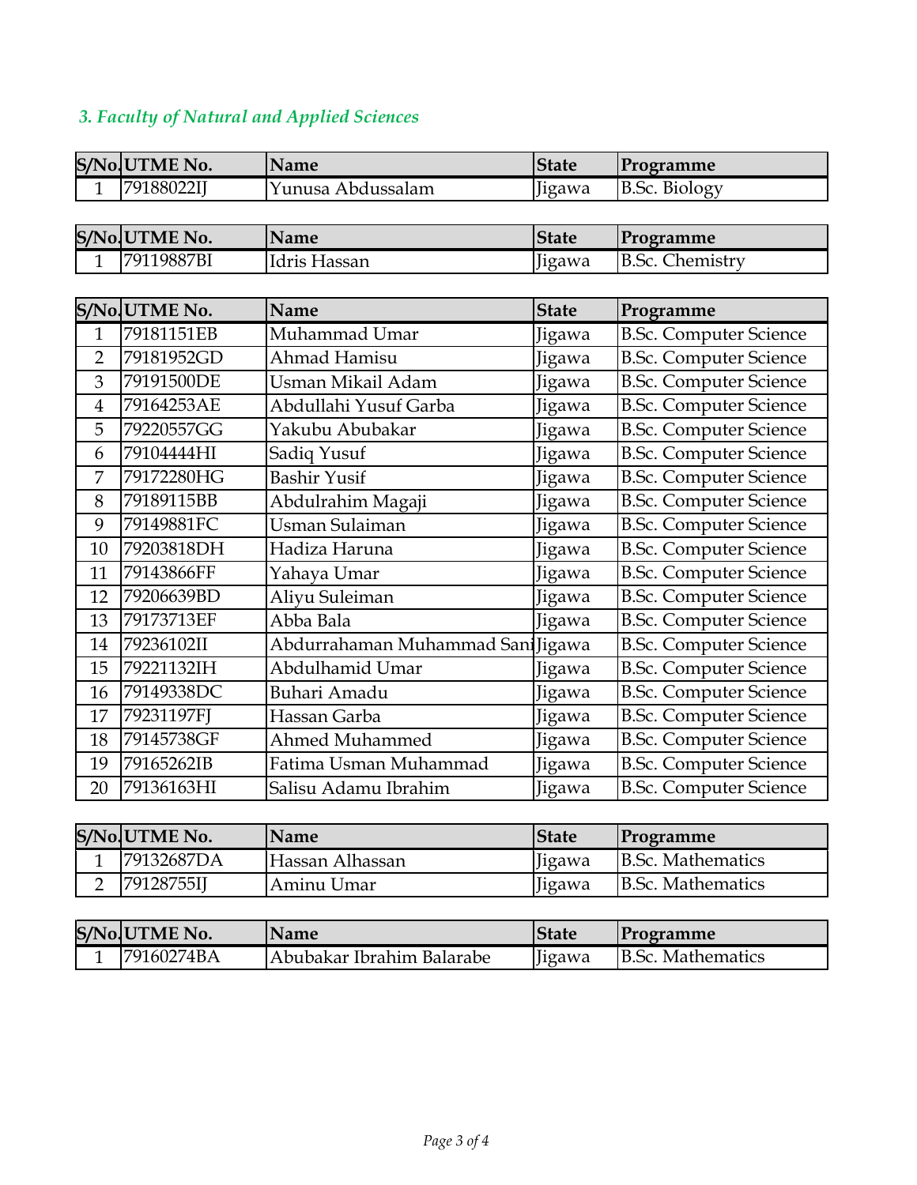### *3. Faculty of Natural and Applied Sciences*

| S/No. | UTME No. | Name | State | Programme |
|---|---|---|---|---|
| 1 | 79188022IJ | Yunusa Abdussalam | Jigawa | B.Sc. Biology |

| S/No. | UTME No. | Name | State | Programme |
|---|---|---|---|---|
| 1 | 79119887BI | Idris Hassan | Jigawa | B.Sc. Chemistry |

| S/No. | UTME No. | Name | State | Programme |
|---|---|---|---|---|
| 1 | 79181151EB | Muhammad Umar | Jigawa | B.Sc. Computer Science |
| 2 | 79181952GD | Ahmad Hamisu | Jigawa | B.Sc. Computer Science |
| 3 | 79191500DE | Usman Mikail Adam | Jigawa | B.Sc. Computer Science |
| 4 | 79164253AE | Abdullahi Yusuf Garba | Jigawa | B.Sc. Computer Science |
| 5 | 79220557GG | Yakubu Abubakar | Jigawa | B.Sc. Computer Science |
| 6 | 79104444HI | Sadiq Yusuf | Jigawa | B.Sc. Computer Science |
| 7 | 79172280HG | Bashir Yusif | Jigawa | B.Sc. Computer Science |
| 8 | 79189115BB | Abdulrahim Magaji | Jigawa | B.Sc. Computer Science |
| 9 | 79149881FC | Usman Sulaiman | Jigawa | B.Sc. Computer Science |
| 10 | 79203818DH | Hadiza Haruna | Jigawa | B.Sc. Computer Science |
| 11 | 79143866FF | Yahaya Umar | Jigawa | B.Sc. Computer Science |
| 12 | 79206639BD | Aliyu Suleiman | Jigawa | B.Sc. Computer Science |
| 13 | 79173713EF | Abba Bala | Jigawa | B.Sc. Computer Science |
| 14 | 79236102II | Abdurrahaman Muhammad Sani | Jigawa | B.Sc. Computer Science |
| 15 | 79221132IH | Abdulhamid Umar | Jigawa | B.Sc. Computer Science |
| 16 | 79149338DC | Buhari Amadu | Jigawa | B.Sc. Computer Science |
| 17 | 79231197FJ | Hassan Garba | Jigawa | B.Sc. Computer Science |
| 18 | 79145738GF | Ahmed Muhammed | Jigawa | B.Sc. Computer Science |
| 19 | 79165262IB | Fatima Usman Muhammad | Jigawa | B.Sc. Computer Science |
| 20 | 79136163HI | Salisu Adamu Ibrahim | Jigawa | B.Sc. Computer Science |

| S/No. | UTME No. | Name | State | Programme |
|---|---|---|---|---|
| 1 | 79132687DA | Hassan Alhassan | Jigawa | B.Sc. Mathematics |
| 2 | 79128755IJ | Aminu Umar | Jigawa | B.Sc. Mathematics |

| S/No. | UTME No. | Name | State | Programme |
|---|---|---|---|---|
| 1 | 79160274BA | Abubakar Ibrahim Balarabe | Jigawa | B.Sc. Mathematics |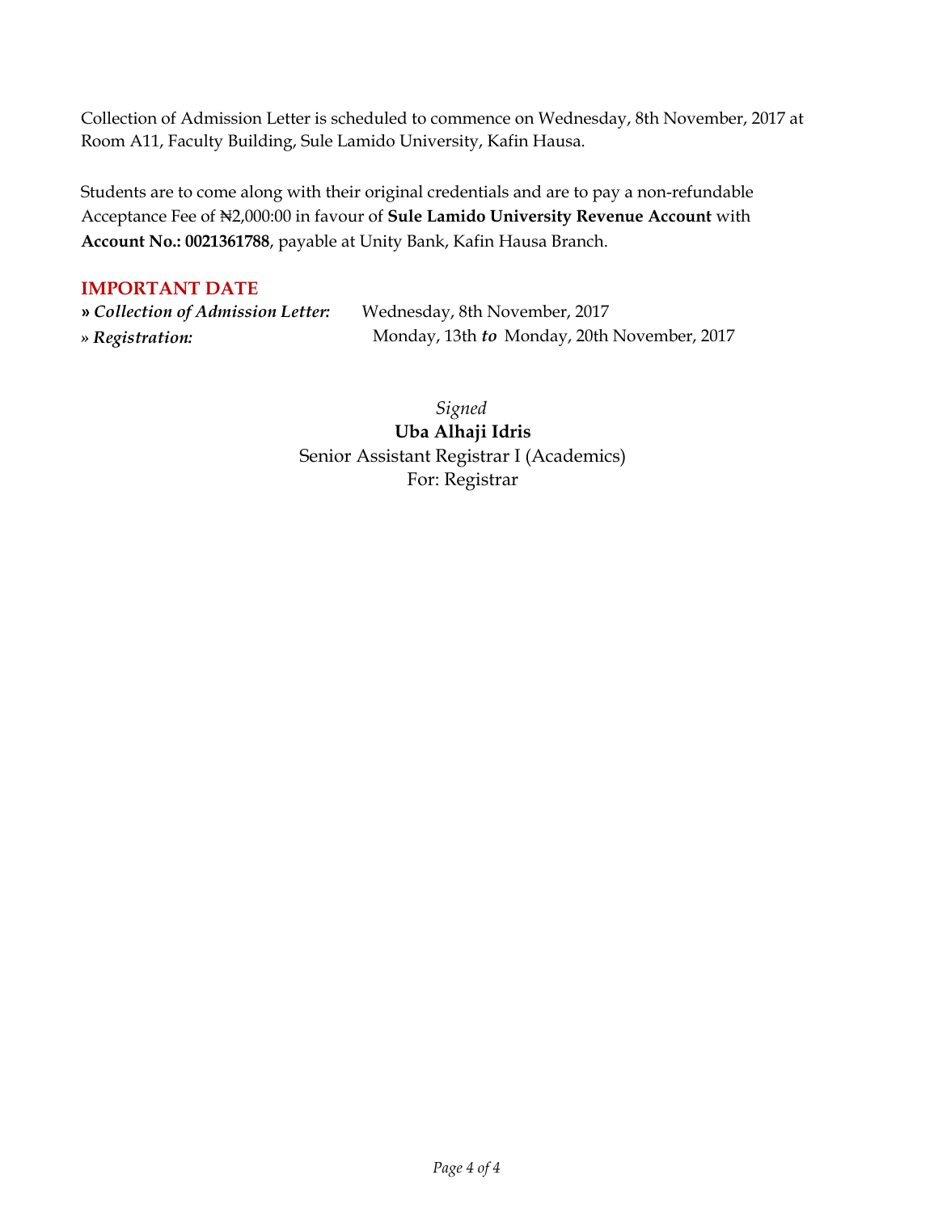Collection of Admission Letter is scheduled to commence on Wednesday, 8th November, 2017 at Room A11, Faculty Building, Sule Lamido University, Kafin Hausa.

Students are to come along with their original credentials and are to pay a non-refundable Acceptance Fee of ₦2,000:00 in favour of **Sule Lamido University Revenue Account** with **Account No.: 0021361788**, payable at Unity Bank, Kafin Hausa Branch.

## IMPORTANT DATE

» ***Collection of Admission Letter:*** Wednesday, 8th November, 2017
» ***Registration:*** Monday, 13th ***to*** Monday, 20th November, 2017

*Signed*
**Uba Alhaji Idris**
Senior Assistant Registrar I (Academics)
For: Registrar